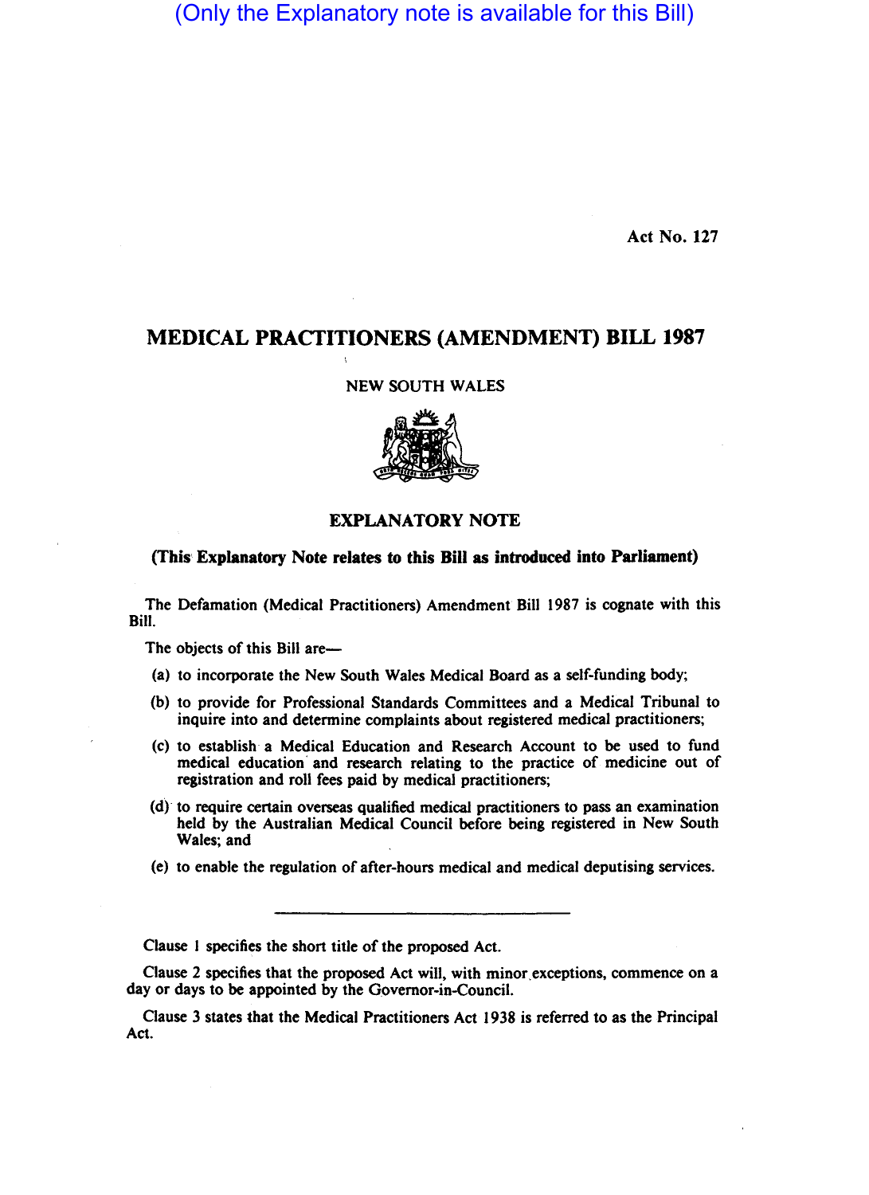(Only the Explanatory note is available for this Bill)

Act No. 127

# MEDICAL PRACTITIONERS (AMENDMENT) BILL 1987

NEW SOUTH WALES

## EXPLANATORY NOTE

**(This Explanatory Note relates to this Bill as introduced into Parliament)**

The Defamation (Medical Practitioners) Amendment Bill 1987 is cognate with this Bill.

The objects of this Bill are—

(a) to incorporate the New South Wales Medical Board as a self-funding body;

(b) to provide for Professional Standards Committees and a Medical Tribunal to inquire into and determine complaints about registered medical practitioners;

(c) to establish a Medical Education and Research Account to be used to fund medical education and research relating to the practice of medicine out of registration and roll fees paid by medical practitioners;

(d) to require certain overseas qualified medical practitioners to pass an examination held by the Australian Medical Council before being registered in New South Wales; and

(e) to enable the regulation of after-hours medical and medical deputising services.

---

Clause 1 specifies the short title of the proposed Act.

Clause 2 specifies that the proposed Act will, with minor exceptions, commence on a day or days to be appointed by the Governor-in-Council.

Clause 3 states that the Medical Practitioners Act 1938 is referred to as the Principal Act.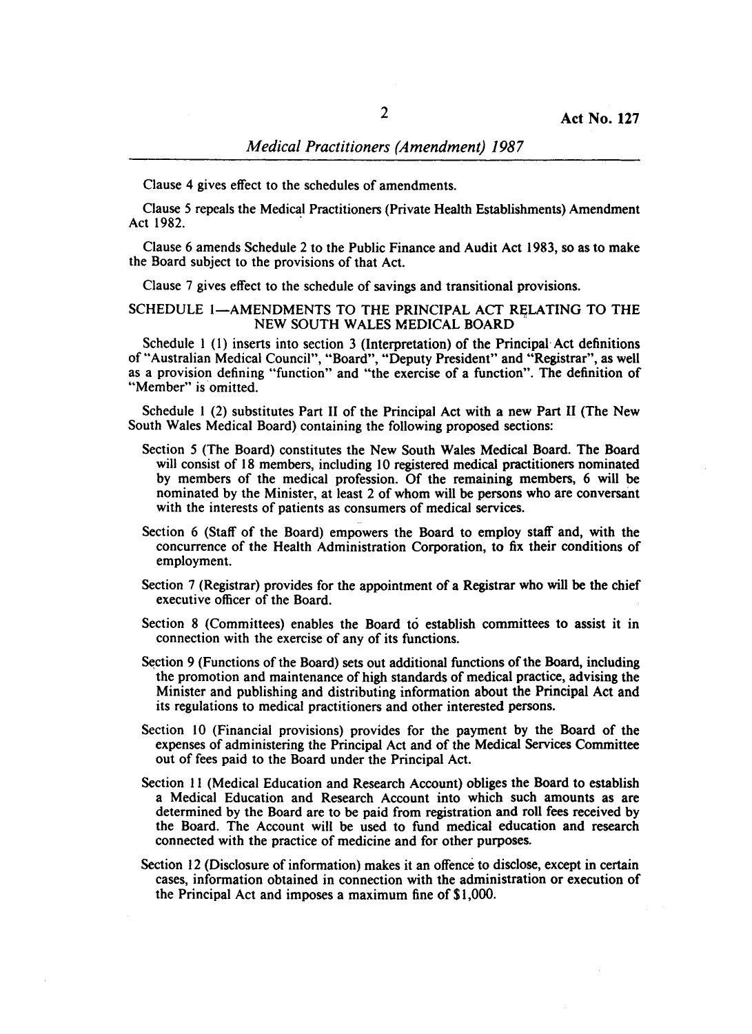Clause 4 gives effect to the schedules of amendments.

Clause 5 repeals the Medical Practitioners (Private Health Establishments) Amendment Act 1982.

Clause 6 amends Schedule 2 to the Public Finance and Audit Act 1983, so as to make the Board subject to the provisions of that Act.

Clause 7 gives effect to the schedule of savings and transitional provisions.

## SCHEDULE 1—AMENDMENTS TO THE PRINCIPAL ACT RELATING TO THE NEW SOUTH WALES MEDICAL BOARD

Schedule 1 (1) inserts into section 3 (Interpretation) of the Principal Act definitions of "Australian Medical Council", "Board", "Deputy President" and "Registrar", as well as a provision defining "function" and "the exercise of a function". The definition of "Member" is omitted.

Schedule 1 (2) substitutes Part II of the Principal Act with a new Part II (The New South Wales Medical Board) containing the following proposed sections:

Section 5 (The Board) constitutes the New South Wales Medical Board. The Board will consist of 18 members, including 10 registered medical practitioners nominated by members of the medical profession. Of the remaining members, 6 will be nominated by the Minister, at least 2 of whom will be persons who are conversant with the interests of patients as consumers of medical services.

Section 6 (Staff of the Board) empowers the Board to employ staff and, with the concurrence of the Health Administration Corporation, to fix their conditions of employment.

Section 7 (Registrar) provides for the appointment of a Registrar who will be the chief executive officer of the Board.

Section 8 (Committees) enables the Board to establish committees to assist it in connection with the exercise of any of its functions.

Section 9 (Functions of the Board) sets out additional functions of the Board, including the promotion and maintenance of high standards of medical practice, advising the Minister and publishing and distributing information about the Principal Act and its regulations to medical practitioners and other interested persons.

Section 10 (Financial provisions) provides for the payment by the Board of the expenses of administering the Principal Act and of the Medical Services Committee out of fees paid to the Board under the Principal Act.

Section 11 (Medical Education and Research Account) obliges the Board to establish a Medical Education and Research Account into which such amounts as are determined by the Board are to be paid from registration and roll fees received by the Board. The Account will be used to fund medical education and research connected with the practice of medicine and for other purposes.

Section 12 (Disclosure of information) makes it an offence to disclose, except in certain cases, information obtained in connection with the administration or execution of the Principal Act and imposes a maximum fine of $1,000.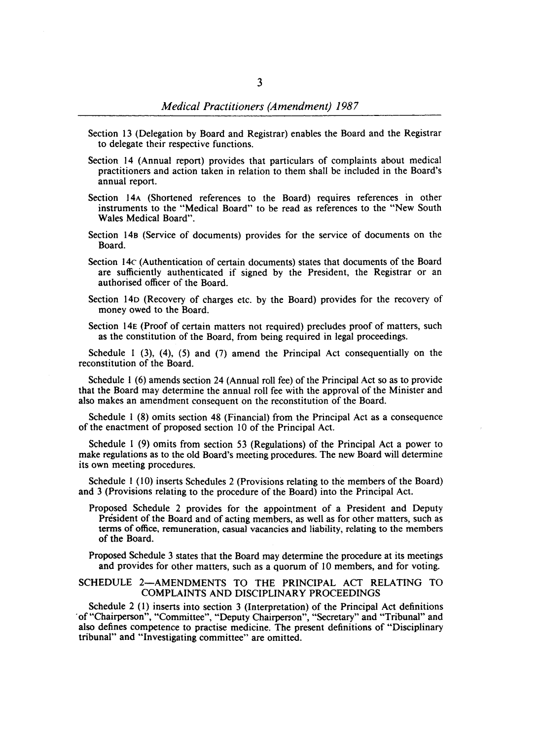Section 13 (Delegation by Board and Registrar) enables the Board and the Registrar to delegate their respective functions.

Section 14 (Annual report) provides that particulars of complaints about medical practitioners and action taken in relation to them shall be included in the Board's annual report.

Section 14A (Shortened references to the Board) requires references in other instruments to the "Medical Board" to be read as references to the "New South Wales Medical Board".

Section 14B (Service of documents) provides for the service of documents on the Board.

Section 14C (Authentication of certain documents) states that documents of the Board are sufficiently authenticated if signed by the President, the Registrar or an authorised officer of the Board.

Section 14D (Recovery of charges etc. by the Board) provides for the recovery of money owed to the Board.

Section 14E (Proof of certain matters not required) precludes proof of matters, such as the constitution of the Board, from being required in legal proceedings.

Schedule 1 (3), (4), (5) and (7) amend the Principal Act consequentially on the reconstitution of the Board.

Schedule 1 (6) amends section 24 (Annual roll fee) of the Principal Act so as to provide that the Board may determine the annual roll fee with the approval of the Minister and also makes an amendment consequent on the reconstitution of the Board.

Schedule 1 (8) omits section 48 (Financial) from the Principal Act as a consequence of the enactment of proposed section 10 of the Principal Act.

Schedule 1 (9) omits from section 53 (Regulations) of the Principal Act a power to make regulations as to the old Board's meeting procedures. The new Board will determine its own meeting procedures.

Schedule 1 (10) inserts Schedules 2 (Provisions relating to the members of the Board) and 3 (Provisions relating to the procedure of the Board) into the Principal Act.

Proposed Schedule 2 provides for the appointment of a President and Deputy President of the Board and of acting members, as well as for other matters, such as terms of office, remuneration, casual vacancies and liability, relating to the members of the Board.

Proposed Schedule 3 states that the Board may determine the procedure at its meetings and provides for other matters, such as a quorum of 10 members, and for voting.

## SCHEDULE 2—AMENDMENTS TO THE PRINCIPAL ACT RELATING TO COMPLAINTS AND DISCIPLINARY PROCEEDINGS

Schedule 2 (1) inserts into section 3 (Interpretation) of the Principal Act definitions of "Chairperson", "Committee", "Deputy Chairperson", "Secretary" and "Tribunal" and also defines competence to practise medicine. The present definitions of "Disciplinary tribunal" and "Investigating committee" are omitted.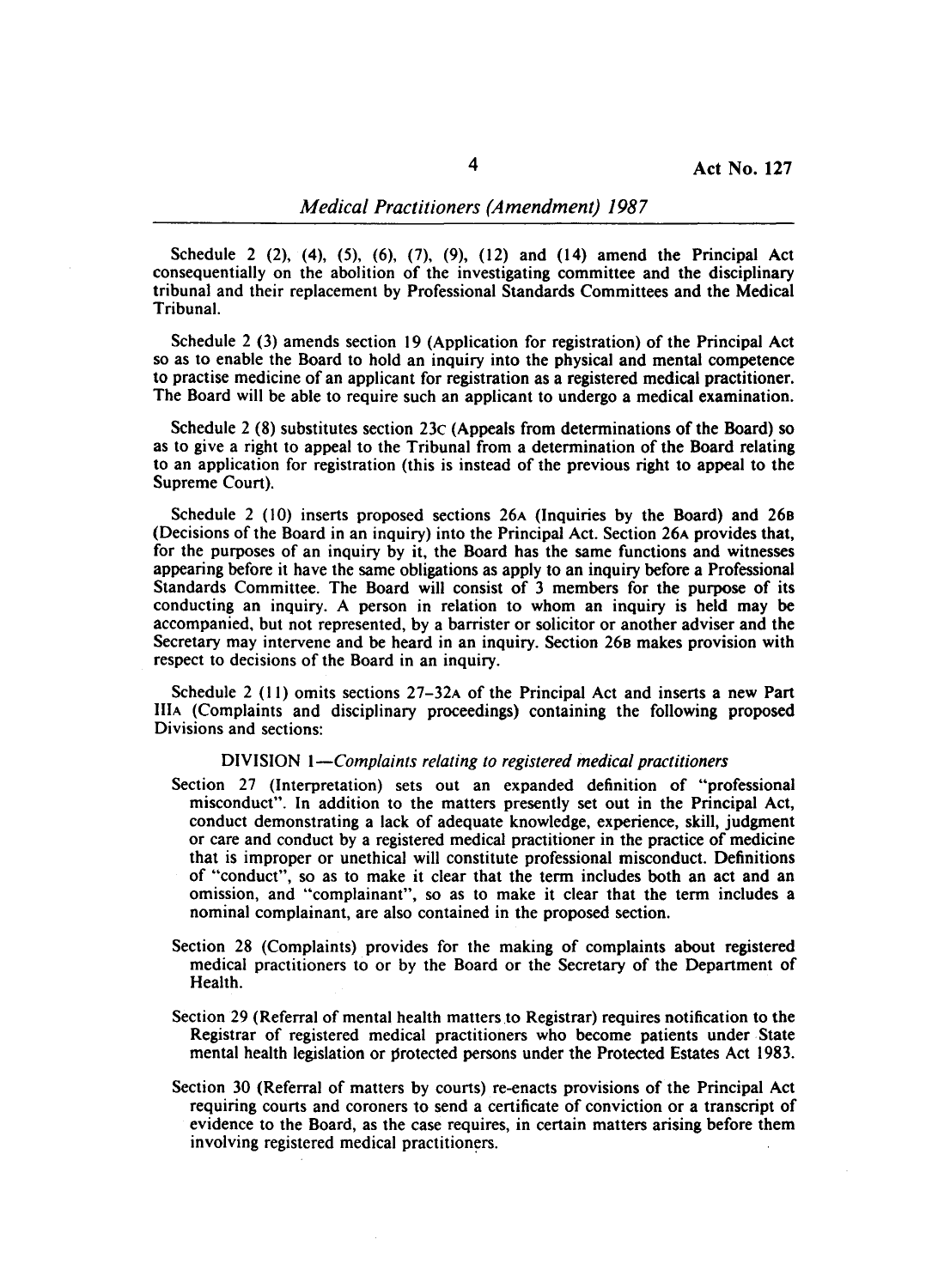Schedule 2 (2), (4), (5), (6), (7), (9), (12) and (14) amend the Principal Act consequentially on the abolition of the investigating committee and the disciplinary tribunal and their replacement by Professional Standards Committees and the Medical Tribunal.

Schedule 2 (3) amends section 19 (Application for registration) of the Principal Act so as to enable the Board to hold an inquiry into the physical and mental competence to practise medicine of an applicant for registration as a registered medical practitioner. The Board will be able to require such an applicant to undergo a medical examination.

Schedule 2 (8) substitutes section 23C (Appeals from determinations of the Board) so as to give a right to appeal to the Tribunal from a determination of the Board relating to an application for registration (this is instead of the previous right to appeal to the Supreme Court).

Schedule 2 (10) inserts proposed sections 26A (Inquiries by the Board) and 26B (Decisions of the Board in an inquiry) into the Principal Act. Section 26A provides that, for the purposes of an inquiry by it, the Board has the same functions and witnesses appearing before it have the same obligations as apply to an inquiry before a Professional Standards Committee. The Board will consist of 3 members for the purpose of its conducting an inquiry. A person in relation to whom an inquiry is held may be accompanied, but not represented, by a barrister or solicitor or another adviser and the Secretary may intervene and be heard in an inquiry. Section 26B makes provision with respect to decisions of the Board in an inquiry.

Schedule 2 (11) omits sections 27–32A of the Principal Act and inserts a new Part IIIA (Complaints and disciplinary proceedings) containing the following proposed Divisions and sections:

DIVISION 1—*Complaints relating to registered medical practitioners*

Section 27 (Interpretation) sets out an expanded definition of "professional misconduct". In addition to the matters presently set out in the Principal Act, conduct demonstrating a lack of adequate knowledge, experience, skill, judgment or care and conduct by a registered medical practitioner in the practice of medicine that is improper or unethical will constitute professional misconduct. Definitions of "conduct", so as to make it clear that the term includes both an act and an omission, and "complainant", so as to make it clear that the term includes a nominal complainant, are also contained in the proposed section.

Section 28 (Complaints) provides for the making of complaints about registered medical practitioners to or by the Board or the Secretary of the Department of Health.

Section 29 (Referral of mental health matters to Registrar) requires notification to the Registrar of registered medical practitioners who become patients under State mental health legislation or protected persons under the Protected Estates Act 1983.

Section 30 (Referral of matters by courts) re-enacts provisions of the Principal Act requiring courts and coroners to send a certificate of conviction or a transcript of evidence to the Board, as the case requires, in certain matters arising before them involving registered medical practitioners.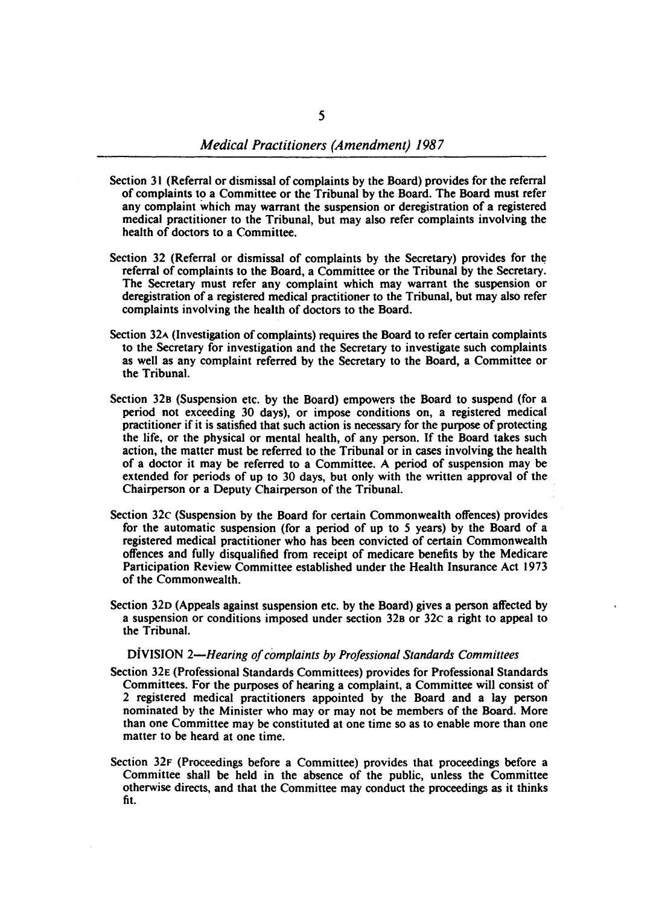Section 31 (Referral or dismissal of complaints by the Board) provides for the referral of complaints to a Committee or the Tribunal by the Board. The Board must refer any complaint which may warrant the suspension or deregistration of a registered medical practitioner to the Tribunal, but may also refer complaints involving the health of doctors to a Committee.

Section 32 (Referral or dismissal of complaints by the Secretary) provides for the referral of complaints to the Board, a Committee or the Tribunal by the Secretary. The Secretary must refer any complaint which may warrant the suspension or deregistration of a registered medical practitioner to the Tribunal, but may also refer complaints involving the health of doctors to the Board.

Section 32A (Investigation of complaints) requires the Board to refer certain complaints to the Secretary for investigation and the Secretary to investigate such complaints as well as any complaint referred by the Secretary to the Board, a Committee or the Tribunal.

Section 32B (Suspension etc. by the Board) empowers the Board to suspend (for a period not exceeding 30 days), or impose conditions on, a registered medical practitioner if it is satisfied that such action is necessary for the purpose of protecting the life, or the physical or mental health, of any person. If the Board takes such action, the matter must be referred to the Tribunal or in cases involving the health of a doctor it may be referred to a Committee. A period of suspension may be extended for periods of up to 30 days, but only with the written approval of the Chairperson or a Deputy Chairperson of the Tribunal.

Section 32C (Suspension by the Board for certain Commonwealth offences) provides for the automatic suspension (for a period of up to 5 years) by the Board of a registered medical practitioner who has been convicted of certain Commonwealth offences and fully disqualified from receipt of medicare benefits by the Medicare Participation Review Committee established under the Health Insurance Act 1973 of the Commonwealth.

Section 32D (Appeals against suspension etc. by the Board) gives a person affected by a suspension or conditions imposed under section 32B or 32C a right to appeal to the Tribunal.

DIVISION 2—*Hearing of complaints by Professional Standards Committees*

Section 32E (Professional Standards Committees) provides for Professional Standards Committees. For the purposes of hearing a complaint, a Committee will consist of 2 registered medical practitioners appointed by the Board and a lay person nominated by the Minister who may or may not be members of the Board. More than one Committee may be constituted at one time so as to enable more than one matter to be heard at one time.

Section 32F (Proceedings before a Committee) provides that proceedings before a Committee shall be held in the absence of the public, unless the Committee otherwise directs, and that the Committee may conduct the proceedings as it thinks fit.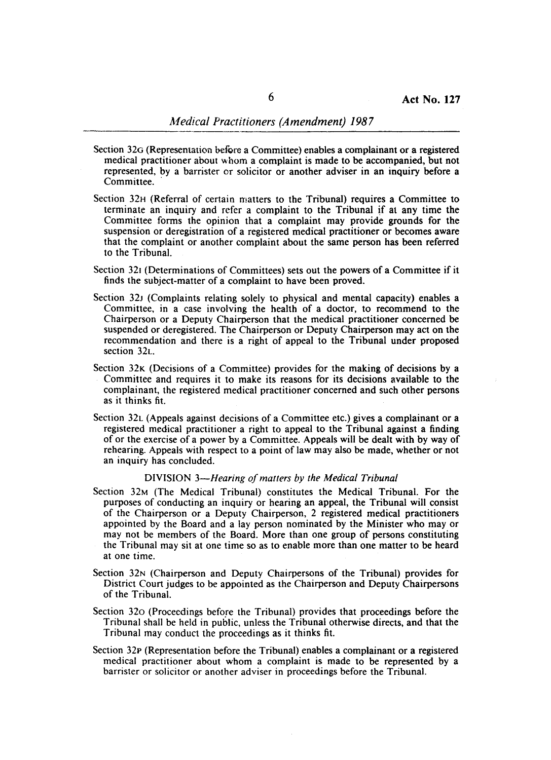Section 32G (Representation before a Committee) enables a complainant or a registered medical practitioner about whom a complaint is made to be accompanied, but not represented, by a barrister or solicitor or another adviser in an inquiry before a Committee.

Section 32H (Referral of certain matters to the Tribunal) requires a Committee to terminate an inquiry and refer a complaint to the Tribunal if at any time the Committee forms the opinion that a complaint may provide grounds for the suspension or deregistration of a registered medical practitioner or becomes aware that the complaint or another complaint about the same person has been referred to the Tribunal.

Section 32I (Determinations of Committees) sets out the powers of a Committee if it finds the subject-matter of a complaint to have been proved.

Section 32J (Complaints relating solely to physical and mental capacity) enables a Committee, in a case involving the health of a doctor, to recommend to the Chairperson or a Deputy Chairperson that the medical practitioner concerned be suspended or deregistered. The Chairperson or Deputy Chairperson may act on the recommendation and there is a right of appeal to the Tribunal under proposed section 32L.

Section 32K (Decisions of a Committee) provides for the making of decisions by a Committee and requires it to make its reasons for its decisions available to the complainant, the registered medical practitioner concerned and such other persons as it thinks fit.

Section 32L (Appeals against decisions of a Committee etc.) gives a complainant or a registered medical practitioner a right to appeal to the Tribunal against a finding of or the exercise of a power by a Committee. Appeals will be dealt with by way of rehearing. Appeals with respect to a point of law may also be made, whether or not an inquiry has concluded.

DIVISION 3—*Hearing of matters by the Medical Tribunal*

Section 32M (The Medical Tribunal) constitutes the Medical Tribunal. For the purposes of conducting an inquiry or hearing an appeal, the Tribunal will consist of the Chairperson or a Deputy Chairperson, 2 registered medical practitioners appointed by the Board and a lay person nominated by the Minister who may or may not be members of the Board. More than one group of persons constituting the Tribunal may sit at one time so as to enable more than one matter to be heard at one time.

Section 32N (Chairperson and Deputy Chairpersons of the Tribunal) provides for District Court judges to be appointed as the Chairperson and Deputy Chairpersons of the Tribunal.

Section 32O (Proceedings before the Tribunal) provides that proceedings before the Tribunal shall be held in public, unless the Tribunal otherwise directs, and that the Tribunal may conduct the proceedings as it thinks fit.

Section 32P (Representation before the Tribunal) enables a complainant or a registered medical practitioner about whom a complaint is made to be represented by a barrister or solicitor or another adviser in proceedings before the Tribunal.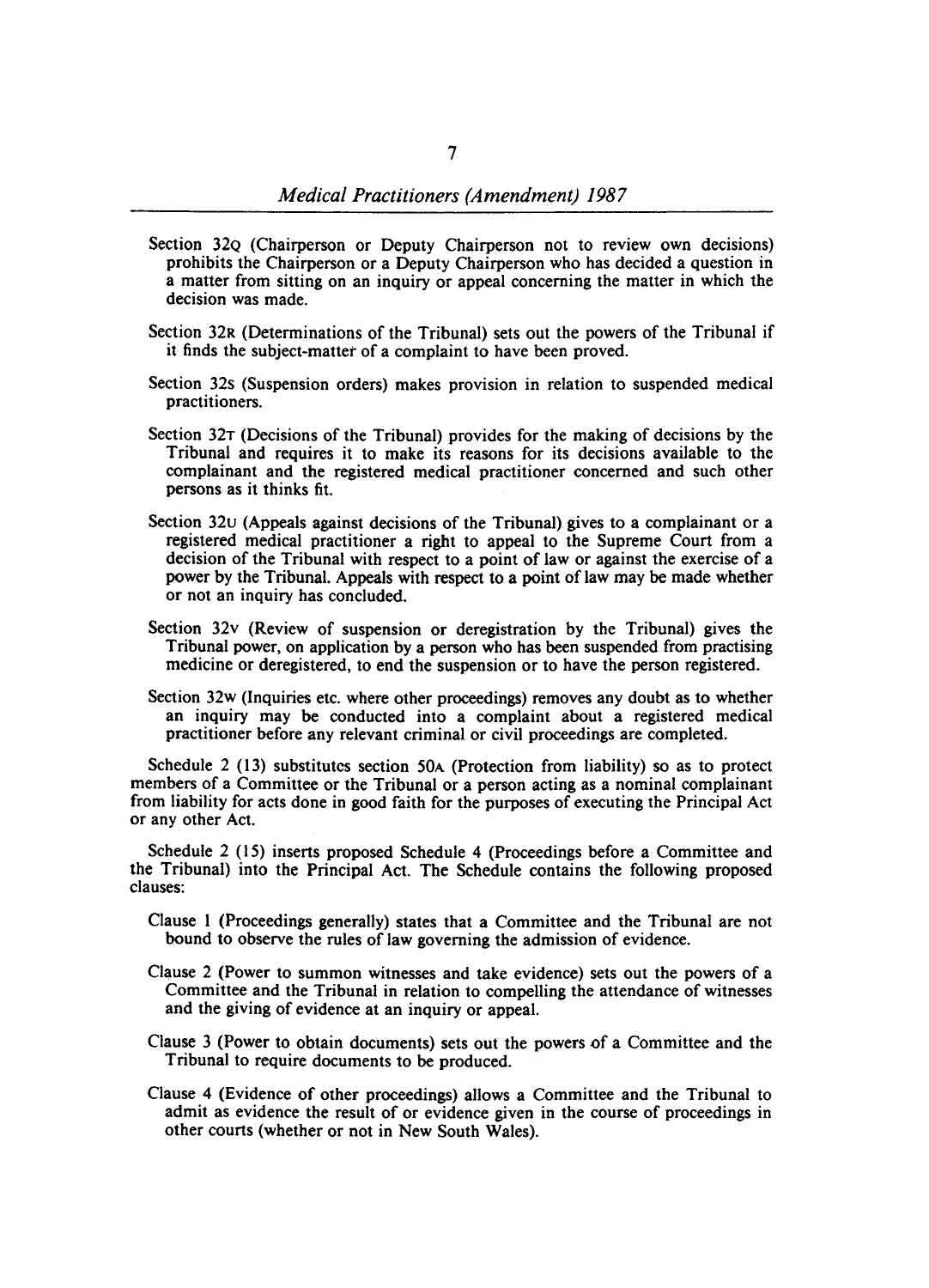Section 32Q (Chairperson or Deputy Chairperson not to review own decisions) prohibits the Chairperson or a Deputy Chairperson who has decided a question in a matter from sitting on an inquiry or appeal concerning the matter in which the decision was made.

Section 32R (Determinations of the Tribunal) sets out the powers of the Tribunal if it finds the subject-matter of a complaint to have been proved.

Section 32S (Suspension orders) makes provision in relation to suspended medical practitioners.

Section 32T (Decisions of the Tribunal) provides for the making of decisions by the Tribunal and requires it to make its reasons for its decisions available to the complainant and the registered medical practitioner concerned and such other persons as it thinks fit.

Section 32U (Appeals against decisions of the Tribunal) gives to a complainant or a registered medical practitioner a right to appeal to the Supreme Court from a decision of the Tribunal with respect to a point of law or against the exercise of a power by the Tribunal. Appeals with respect to a point of law may be made whether or not an inquiry has concluded.

Section 32V (Review of suspension or deregistration by the Tribunal) gives the Tribunal power, on application by a person who has been suspended from practising medicine or deregistered, to end the suspension or to have the person registered.

Section 32W (Inquiries etc. where other proceedings) removes any doubt as to whether an inquiry may be conducted into a complaint about a registered medical practitioner before any relevant criminal or civil proceedings are completed.

Schedule 2 (13) substitutes section 50A (Protection from liability) so as to protect members of a Committee or the Tribunal or a person acting as a nominal complainant from liability for acts done in good faith for the purposes of executing the Principal Act or any other Act.

Schedule 2 (15) inserts proposed Schedule 4 (Proceedings before a Committee and the Tribunal) into the Principal Act. The Schedule contains the following proposed clauses:

Clause 1 (Proceedings generally) states that a Committee and the Tribunal are not bound to observe the rules of law governing the admission of evidence.

Clause 2 (Power to summon witnesses and take evidence) sets out the powers of a Committee and the Tribunal in relation to compelling the attendance of witnesses and the giving of evidence at an inquiry or appeal.

Clause 3 (Power to obtain documents) sets out the powers of a Committee and the Tribunal to require documents to be produced.

Clause 4 (Evidence of other proceedings) allows a Committee and the Tribunal to admit as evidence the result of or evidence given in the course of proceedings in other courts (whether or not in New South Wales).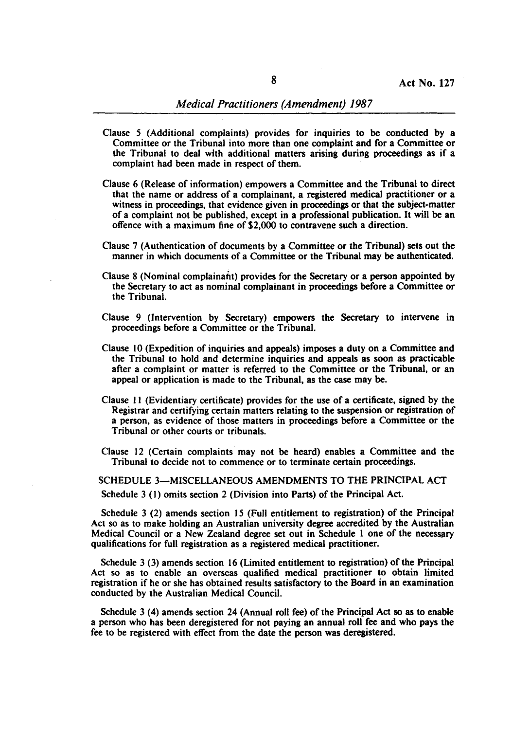Clause 5 (Additional complaints) provides for inquiries to be conducted by a Committee or the Tribunal into more than one complaint and for a Committee or the Tribunal to deal with additional matters arising during proceedings as if a complaint had been made in respect of them.

Clause 6 (Release of information) empowers a Committee and the Tribunal to direct that the name or address of a complainant, a registered medical practitioner or a witness in proceedings, that evidence given in proceedings or that the subject-matter of a complaint not be published, except in a professional publication. It will be an offence with a maximum fine of $2,000 to contravene such a direction.

Clause 7 (Authentication of documents by a Committee or the Tribunal) sets out the manner in which documents of a Committee or the Tribunal may be authenticated.

Clause 8 (Nominal complainant) provides for the Secretary or a person appointed by the Secretary to act as nominal complainant in proceedings before a Committee or the Tribunal.

Clause 9 (Intervention by Secretary) empowers the Secretary to intervene in proceedings before a Committee or the Tribunal.

Clause 10 (Expedition of inquiries and appeals) imposes a duty on a Committee and the Tribunal to hold and determine inquiries and appeals as soon as practicable after a complaint or matter is referred to the Committee or the Tribunal, or an appeal or application is made to the Tribunal, as the case may be.

Clause 11 (Evidentiary certificate) provides for the use of a certificate, signed by the Registrar and certifying certain matters relating to the suspension or registration of a person, as evidence of those matters in proceedings before a Committee or the Tribunal or other courts or tribunals.

Clause 12 (Certain complaints may not be heard) enables a Committee and the Tribunal to decide not to commence or to terminate certain proceedings.

SCHEDULE 3—MISCELLANEOUS AMENDMENTS TO THE PRINCIPAL ACT

Schedule 3 (1) omits section 2 (Division into Parts) of the Principal Act.

Schedule 3 (2) amends section 15 (Full entitlement to registration) of the Principal Act so as to make holding an Australian university degree accredited by the Australian Medical Council or a New Zealand degree set out in Schedule 1 one of the necessary qualifications for full registration as a registered medical practitioner.

Schedule 3 (3) amends section 16 (Limited entitlement to registration) of the Principal Act so as to enable an overseas qualified medical practitioner to obtain limited registration if he or she has obtained results satisfactory to the Board in an examination conducted by the Australian Medical Council.

Schedule 3 (4) amends section 24 (Annual roll fee) of the Principal Act so as to enable a person who has been deregistered for not paying an annual roll fee and who pays the fee to be registered with effect from the date the person was deregistered.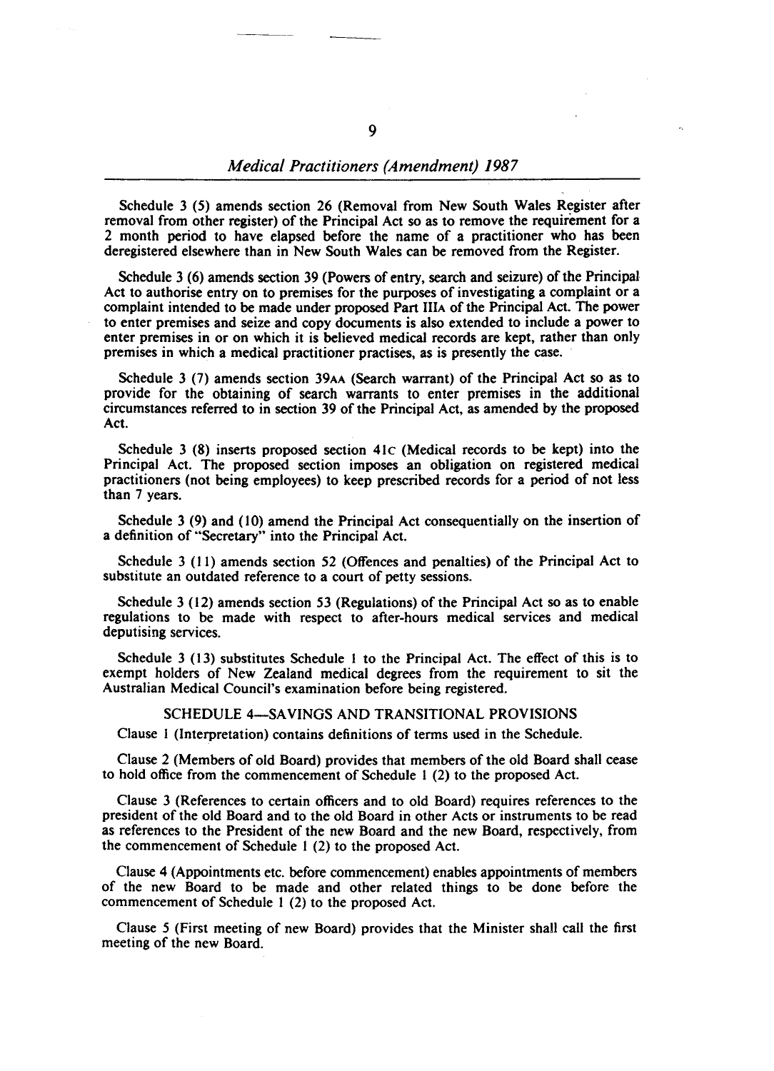Schedule 3 (5) amends section 26 (Removal from New South Wales Register after removal from other register) of the Principal Act so as to remove the requirement for a 2 month period to have elapsed before the name of a practitioner who has been deregistered elsewhere than in New South Wales can be removed from the Register.

Schedule 3 (6) amends section 39 (Powers of entry, search and seizure) of the Principal Act to authorise entry on to premises for the purposes of investigating a complaint or a complaint intended to be made under proposed Part IIIA of the Principal Act. The power to enter premises and seize and copy documents is also extended to include a power to enter premises in or on which it is believed medical records are kept, rather than only premises in which a medical practitioner practises, as is presently the case.

Schedule 3 (7) amends section 39AA (Search warrant) of the Principal Act so as to provide for the obtaining of search warrants to enter premises in the additional circumstances referred to in section 39 of the Principal Act, as amended by the proposed Act.

Schedule 3 (8) inserts proposed section 41C (Medical records to be kept) into the Principal Act. The proposed section imposes an obligation on registered medical practitioners (not being employees) to keep prescribed records for a period of not less than 7 years.

Schedule 3 (9) and (10) amend the Principal Act consequentially on the insertion of a definition of "Secretary" into the Principal Act.

Schedule 3 (11) amends section 52 (Offences and penalties) of the Principal Act to substitute an outdated reference to a court of petty sessions.

Schedule 3 (12) amends section 53 (Regulations) of the Principal Act so as to enable regulations to be made with respect to after-hours medical services and medical deputising services.

Schedule 3 (13) substitutes Schedule 1 to the Principal Act. The effect of this is to exempt holders of New Zealand medical degrees from the requirement to sit the Australian Medical Council's examination before being registered.

## SCHEDULE 4—SAVINGS AND TRANSITIONAL PROVISIONS

Clause 1 (Interpretation) contains definitions of terms used in the Schedule.

Clause 2 (Members of old Board) provides that members of the old Board shall cease to hold office from the commencement of Schedule 1 (2) to the proposed Act.

Clause 3 (References to certain officers and to old Board) requires references to the president of the old Board and to the old Board in other Acts or instruments to be read as references to the President of the new Board and the new Board, respectively, from the commencement of Schedule 1 (2) to the proposed Act.

Clause 4 (Appointments etc. before commencement) enables appointments of members of the new Board to be made and other related things to be done before the commencement of Schedule 1 (2) to the proposed Act.

Clause 5 (First meeting of new Board) provides that the Minister shall call the first meeting of the new Board.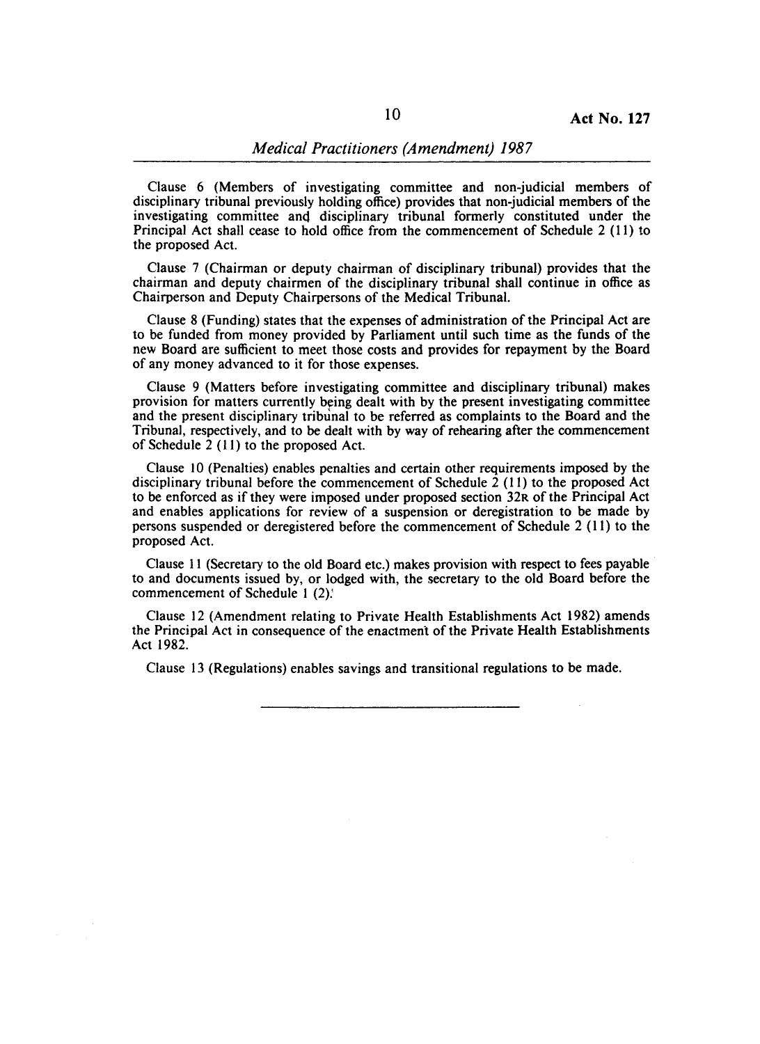Clause 6 (Members of investigating committee and non-judicial members of disciplinary tribunal previously holding office) provides that non-judicial members of the investigating committee and disciplinary tribunal formerly constituted under the Principal Act shall cease to hold office from the commencement of Schedule 2 (11) to the proposed Act.

Clause 7 (Chairman or deputy chairman of disciplinary tribunal) provides that the chairman and deputy chairmen of the disciplinary tribunal shall continue in office as Chairperson and Deputy Chairpersons of the Medical Tribunal.

Clause 8 (Funding) states that the expenses of administration of the Principal Act are to be funded from money provided by Parliament until such time as the funds of the new Board are sufficient to meet those costs and provides for repayment by the Board of any money advanced to it for those expenses.

Clause 9 (Matters before investigating committee and disciplinary tribunal) makes provision for matters currently being dealt with by the present investigating committee and the present disciplinary tribunal to be referred as complaints to the Board and the Tribunal, respectively, and to be dealt with by way of rehearing after the commencement of Schedule 2 (11) to the proposed Act.

Clause 10 (Penalties) enables penalties and certain other requirements imposed by the disciplinary tribunal before the commencement of Schedule 2 (11) to the proposed Act to be enforced as if they were imposed under proposed section 32R of the Principal Act and enables applications for review of a suspension or deregistration to be made by persons suspended or deregistered before the commencement of Schedule 2 (11) to the proposed Act.

Clause 11 (Secretary to the old Board etc.) makes provision with respect to fees payable to and documents issued by, or lodged with, the secretary to the old Board before the commencement of Schedule 1 (2).

Clause 12 (Amendment relating to Private Health Establishments Act 1982) amends the Principal Act in consequence of the enactment of the Private Health Establishments Act 1982.

Clause 13 (Regulations) enables savings and transitional regulations to be made.